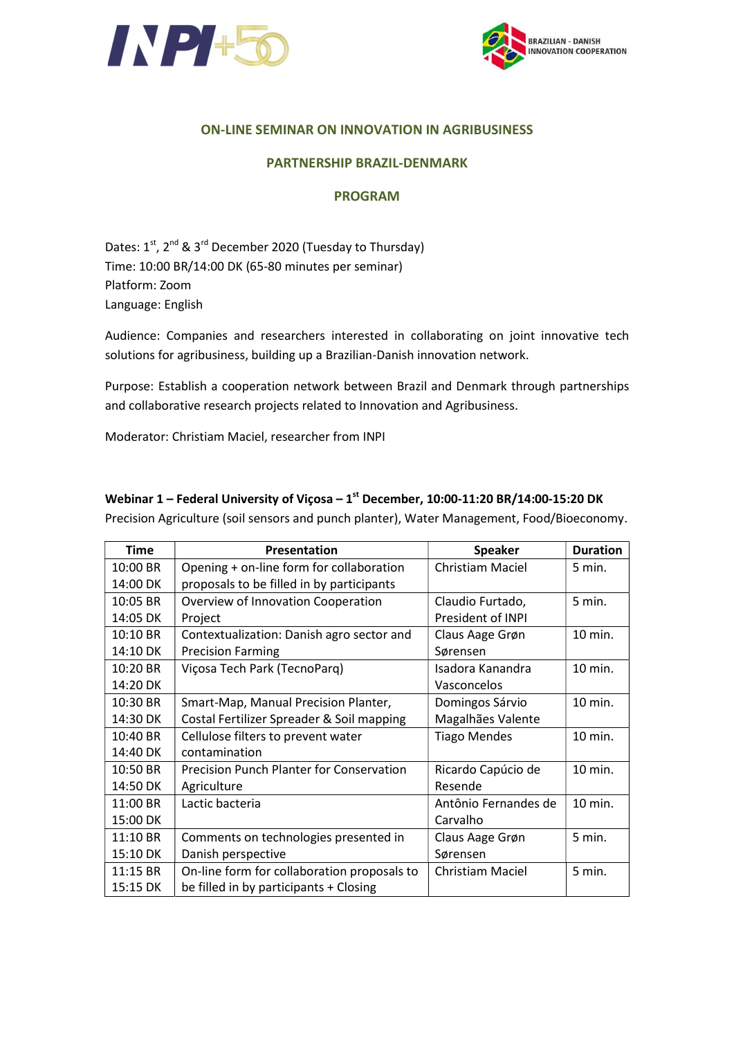# ON-LINE SEMINAR ON INNOVATION IN AGRIBUSINESS

## PARTNERSHIP BRAZIL-DENMARK

## PROGRAM

Dates: 1st, 2nd & 3rd December 2020 (Tuesday to Thursday)
Time: 10:00 BR/14:00 DK (65-80 minutes per seminar)
Platform: Zoom
Language: English

Audience: Companies and researchers interested in collaborating on joint innovative tech solutions for agribusiness, building up a Brazilian-Danish innovation network.

Purpose: Establish a cooperation network between Brazil and Denmark through partnerships and collaborative research projects related to Innovation and Agribusiness.

Moderator: Christiam Maciel, researcher from INPI

**Webinar 1 – Federal University of Viçosa – 1st December, 10:00-11:20 BR/14:00-15:20 DK**
Precision Agriculture (soil sensors and punch planter), Water Management, Food/Bioeconomy.

| Time | Presentation | Speaker | Duration |
|---|---|---|---|
| 10:00 BR 14:00 DK | Opening + on-line form for collaboration proposals to be filled in by participants | Christiam Maciel | 5 min. |
| 10:05 BR 14:05 DK | Overview of Innovation Cooperation Project | Claudio Furtado, President of INPI | 5 min. |
| 10:10 BR 14:10 DK | Contextualization: Danish agro sector and Precision Farming | Claus Aage Grøn Sørensen | 10 min. |
| 10:20 BR 14:20 DK | Viçosa Tech Park (TecnoParq) | Isadora Kanandra Vasconcelos | 10 min. |
| 10:30 BR 14:30 DK | Smart-Map, Manual Precision Planter, Costal Fertilizer Spreader & Soil mapping | Domingos Sárvio Magalhães Valente | 10 min. |
| 10:40 BR 14:40 DK | Cellulose filters to prevent water contamination | Tiago Mendes | 10 min. |
| 10:50 BR 14:50 DK | Precision Punch Planter for Conservation Agriculture | Ricardo Capúcio de Resende | 10 min. |
| 11:00 BR 15:00 DK | Lactic bacteria | Antônio Fernandes de Carvalho | 10 min. |
| 11:10 BR 15:10 DK | Comments on technologies presented in Danish perspective | Claus Aage Grøn Sørensen | 5 min. |
| 11:15 BR 15:15 DK | On-line form for collaboration proposals to be filled in by participants + Closing | Christiam Maciel | 5 min. |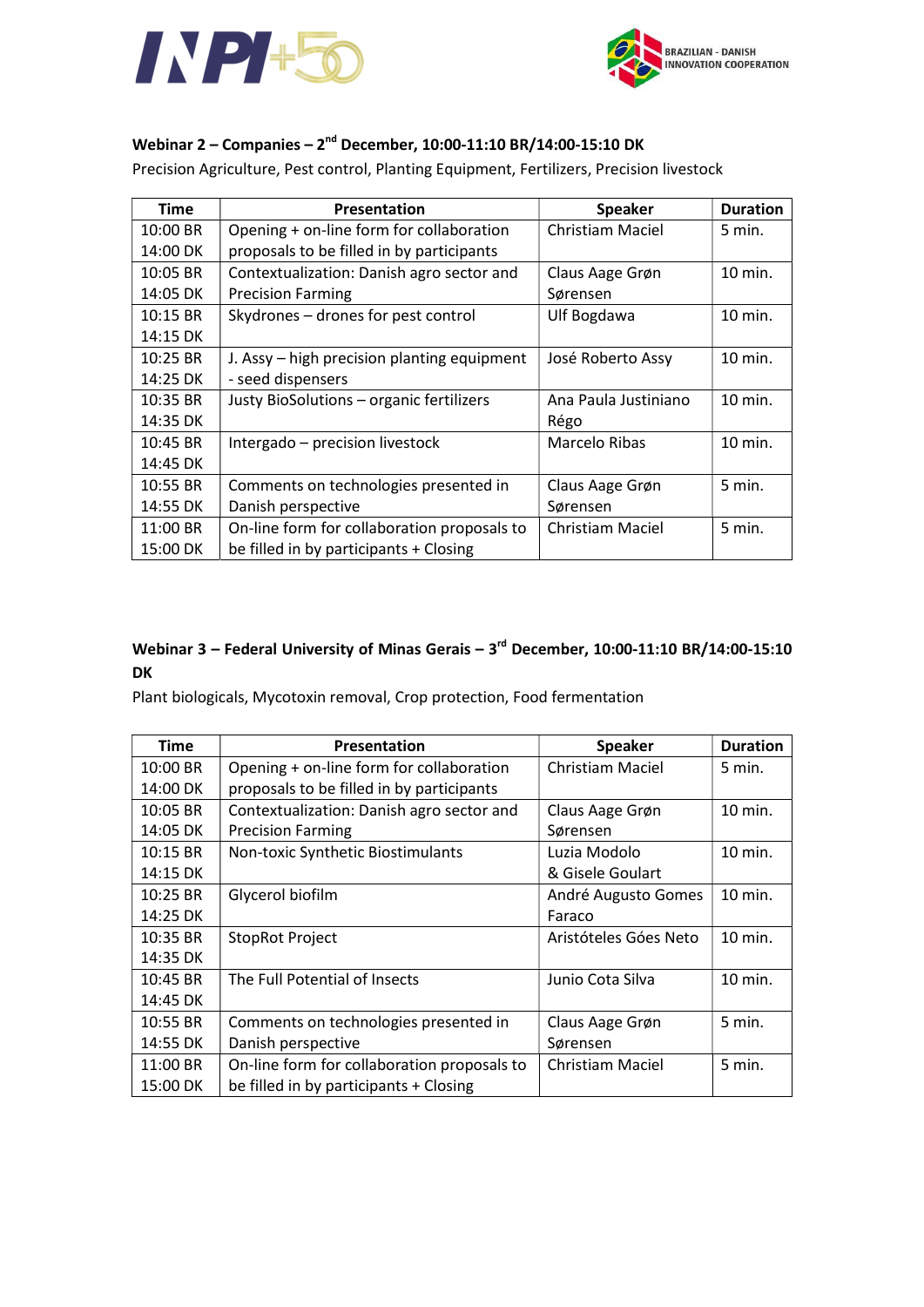### Webinar 2 – Companies – 2nd December, 10:00-11:10 BR/14:00-15:10 DK

Precision Agriculture, Pest control, Planting Equipment, Fertilizers, Precision livestock

| Time | Presentation | Speaker | Duration |
|---|---|---|---|
| 10:00 BR 14:00 DK | Opening + on-line form for collaboration proposals to be filled in by participants | Christiam Maciel | 5 min. |
| 10:05 BR 14:05 DK | Contextualization: Danish agro sector and Precision Farming | Claus Aage Grøn Sørensen | 10 min. |
| 10:15 BR 14:15 DK | Skydrones – drones for pest control | Ulf Bogdawa | 10 min. |
| 10:25 BR 14:25 DK | J. Assy – high precision planting equipment - seed dispensers | José Roberto Assy | 10 min. |
| 10:35 BR 14:35 DK | Justy BioSolutions – organic fertilizers | Ana Paula Justiniano Régo | 10 min. |
| 10:45 BR 14:45 DK | Intergado – precision livestock | Marcelo Ribas | 10 min. |
| 10:55 BR 14:55 DK | Comments on technologies presented in Danish perspective | Claus Aage Grøn Sørensen | 5 min. |
| 11:00 BR 15:00 DK | On-line form for collaboration proposals to be filled in by participants + Closing | Christiam Maciel | 5 min. |

### Webinar 3 – Federal University of Minas Gerais – 3rd December, 10:00-11:10 BR/14:00-15:10 DK

Plant biologicals, Mycotoxin removal, Crop protection, Food fermentation

| Time | Presentation | Speaker | Duration |
|---|---|---|---|
| 10:00 BR 14:00 DK | Opening + on-line form for collaboration proposals to be filled in by participants | Christiam Maciel | 5 min. |
| 10:05 BR 14:05 DK | Contextualization: Danish agro sector and Precision Farming | Claus Aage Grøn Sørensen | 10 min. |
| 10:15 BR 14:15 DK | Non-toxic Synthetic Biostimulants | Luzia Modolo & Gisele Goulart | 10 min. |
| 10:25 BR 14:25 DK | Glycerol biofilm | André Augusto Gomes Faraco | 10 min. |
| 10:35 BR 14:35 DK | StopRot Project | Aristóteles Góes Neto | 10 min. |
| 10:45 BR 14:45 DK | The Full Potential of Insects | Junio Cota Silva | 10 min. |
| 10:55 BR 14:55 DK | Comments on technologies presented in Danish perspective | Claus Aage Grøn Sørensen | 5 min. |
| 11:00 BR 15:00 DK | On-line form for collaboration proposals to be filled in by participants + Closing | Christiam Maciel | 5 min. |